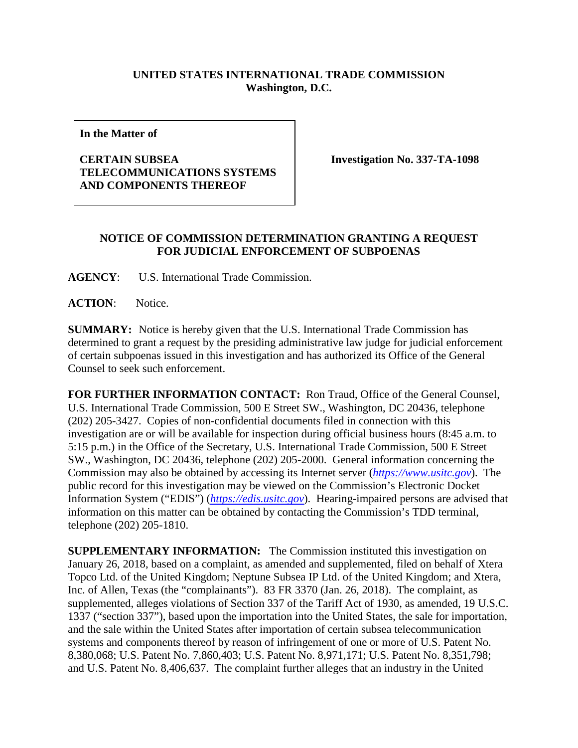**UNITED STATES INTERNATIONAL TRADE COMMISSION**
**Washington, D.C.**

| **In the Matter of**<br><br>**CERTAIN SUBSEA TELECOMMUNICATIONS SYSTEMS AND COMPONENTS THEREOF** | **Investigation No. 337-TA-1098** |
|---|---|

## NOTICE OF COMMISSION DETERMINATION GRANTING A REQUEST FOR JUDICIAL ENFORCEMENT OF SUBPOENAS

**AGENCY**: U.S. International Trade Commission.

**ACTION**: Notice.

**SUMMARY:** Notice is hereby given that the U.S. International Trade Commission has determined to grant a request by the presiding administrative law judge for judicial enforcement of certain subpoenas issued in this investigation and has authorized its Office of the General Counsel to seek such enforcement.

**FOR FURTHER INFORMATION CONTACT:** Ron Traud, Office of the General Counsel, U.S. International Trade Commission, 500 E Street SW., Washington, DC 20436, telephone (202) 205-3427. Copies of non-confidential documents filed in connection with this investigation are or will be available for inspection during official business hours (8:45 a.m. to 5:15 p.m.) in the Office of the Secretary, U.S. International Trade Commission, 500 E Street SW., Washington, DC 20436, telephone (202) 205-2000. General information concerning the Commission may also be obtained by accessing its Internet server (*https://www.usitc.gov*). The public record for this investigation may be viewed on the Commission's Electronic Docket Information System ("EDIS") (*https://edis.usitc.gov*). Hearing-impaired persons are advised that information on this matter can be obtained by contacting the Commission's TDD terminal, telephone (202) 205-1810.

**SUPPLEMENTARY INFORMATION:** The Commission instituted this investigation on January 26, 2018, based on a complaint, as amended and supplemented, filed on behalf of Xtera Topco Ltd. of the United Kingdom; Neptune Subsea IP Ltd. of the United Kingdom; and Xtera, Inc. of Allen, Texas (the "complainants"). 83 FR 3370 (Jan. 26, 2018). The complaint, as supplemented, alleges violations of Section 337 of the Tariff Act of 1930, as amended, 19 U.S.C. 1337 ("section 337"), based upon the importation into the United States, the sale for importation, and the sale within the United States after importation of certain subsea telecommunication systems and components thereof by reason of infringement of one or more of U.S. Patent No. 8,380,068; U.S. Patent No. 7,860,403; U.S. Patent No. 8,971,171; U.S. Patent No. 8,351,798; and U.S. Patent No. 8,406,637. The complaint further alleges that an industry in the United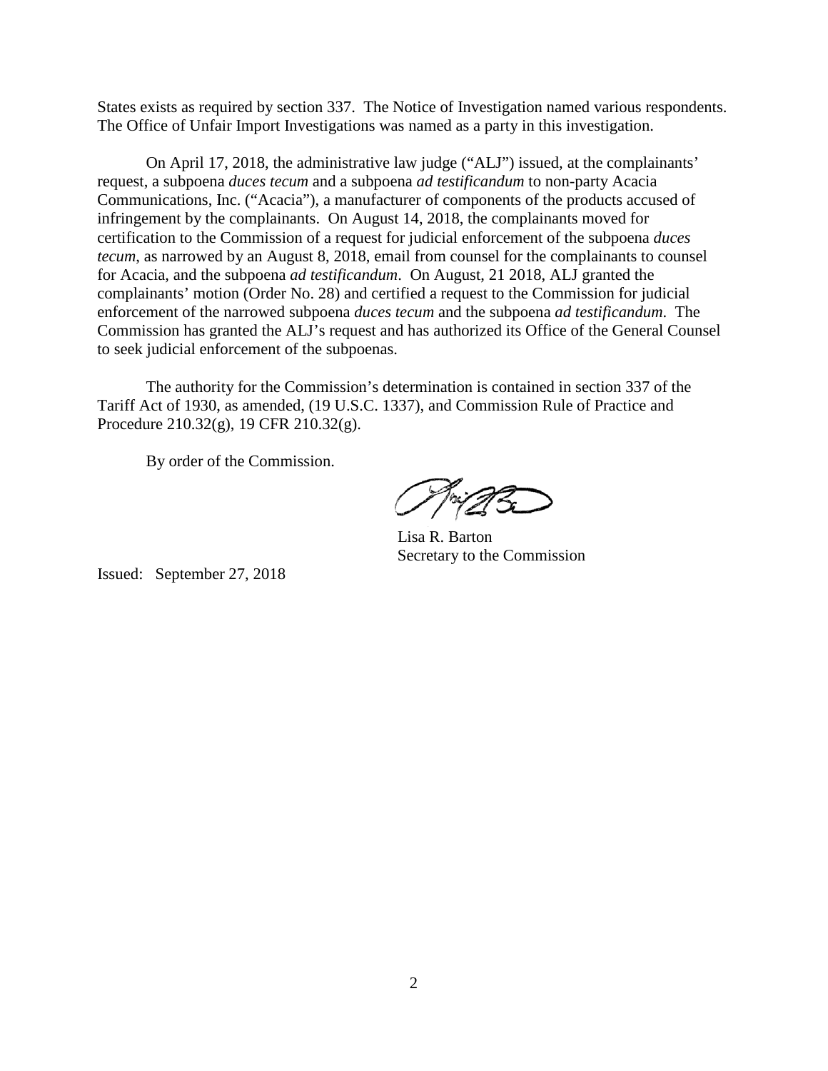States exists as required by section 337. The Notice of Investigation named various respondents. The Office of Unfair Import Investigations was named as a party in this investigation.

On April 17, 2018, the administrative law judge ("ALJ") issued, at the complainants' request, a subpoena *duces tecum* and a subpoena *ad testificandum* to non-party Acacia Communications, Inc. ("Acacia"), a manufacturer of components of the products accused of infringement by the complainants. On August 14, 2018, the complainants moved for certification to the Commission of a request for judicial enforcement of the subpoena *duces tecum*, as narrowed by an August 8, 2018, email from counsel for the complainants to counsel for Acacia, and the subpoena *ad testificandum*. On August, 21 2018, ALJ granted the complainants' motion (Order No. 28) and certified a request to the Commission for judicial enforcement of the narrowed subpoena *duces tecum* and the subpoena *ad testificandum*. The Commission has granted the ALJ's request and has authorized its Office of the General Counsel to seek judicial enforcement of the subpoenas.

The authority for the Commission's determination is contained in section 337 of the Tariff Act of 1930, as amended, (19 U.S.C. 1337), and Commission Rule of Practice and Procedure 210.32(g), 19 CFR 210.32(g).

By order of the Commission.

Lisa R. Barton
Secretary to the Commission

Issued: September 27, 2018